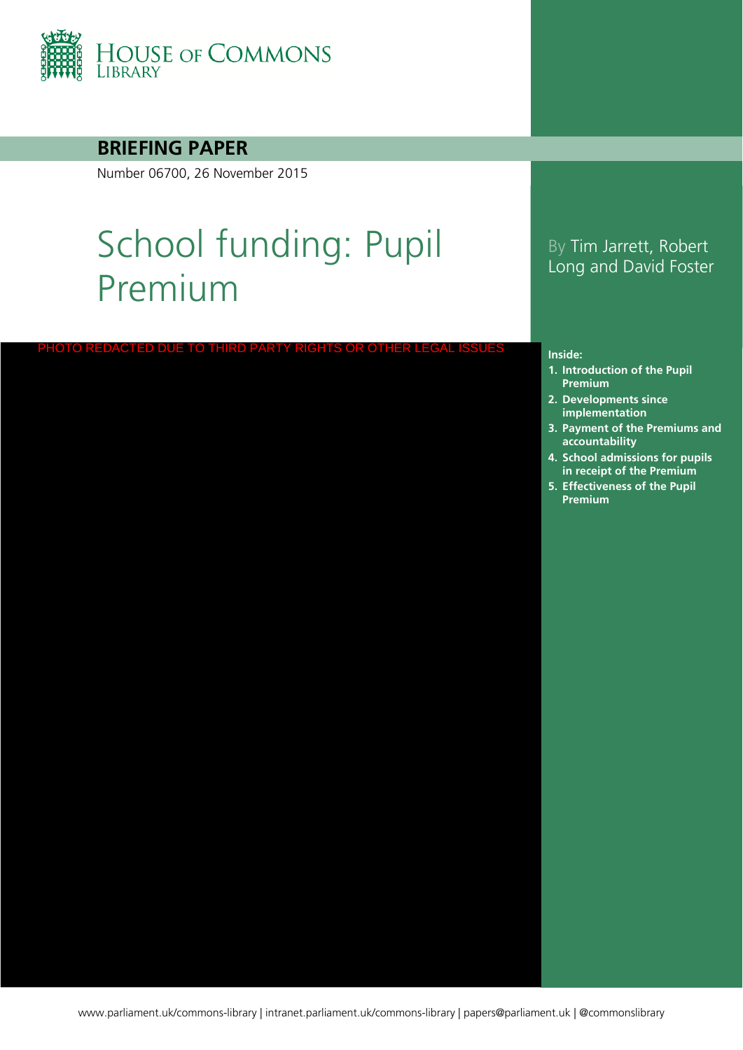HOUSE OF COMMONS LIBRARY

**BRIEFING PAPER**

Number 06700, 26 November 2015

# School funding: Pupil Premium

By Tim Jarrett, Robert Long and David Foster

PHOTO REDACTED DUE TO THIRD PARTY RIGHTS OR OTHER LEGAL ISSUES

**Inside:**

1. **Introduction of the Pupil Premium**
2. **Developments since implementation**
3. **Payment of the Premiums and accountability**
4. **School admissions for pupils in receipt of the Premium**
5. **Effectiveness of the Pupil Premium**

www.parliament.uk/commons-library | intranet.parliament.uk/commons-library | papers@parliament.uk | @commonslibrary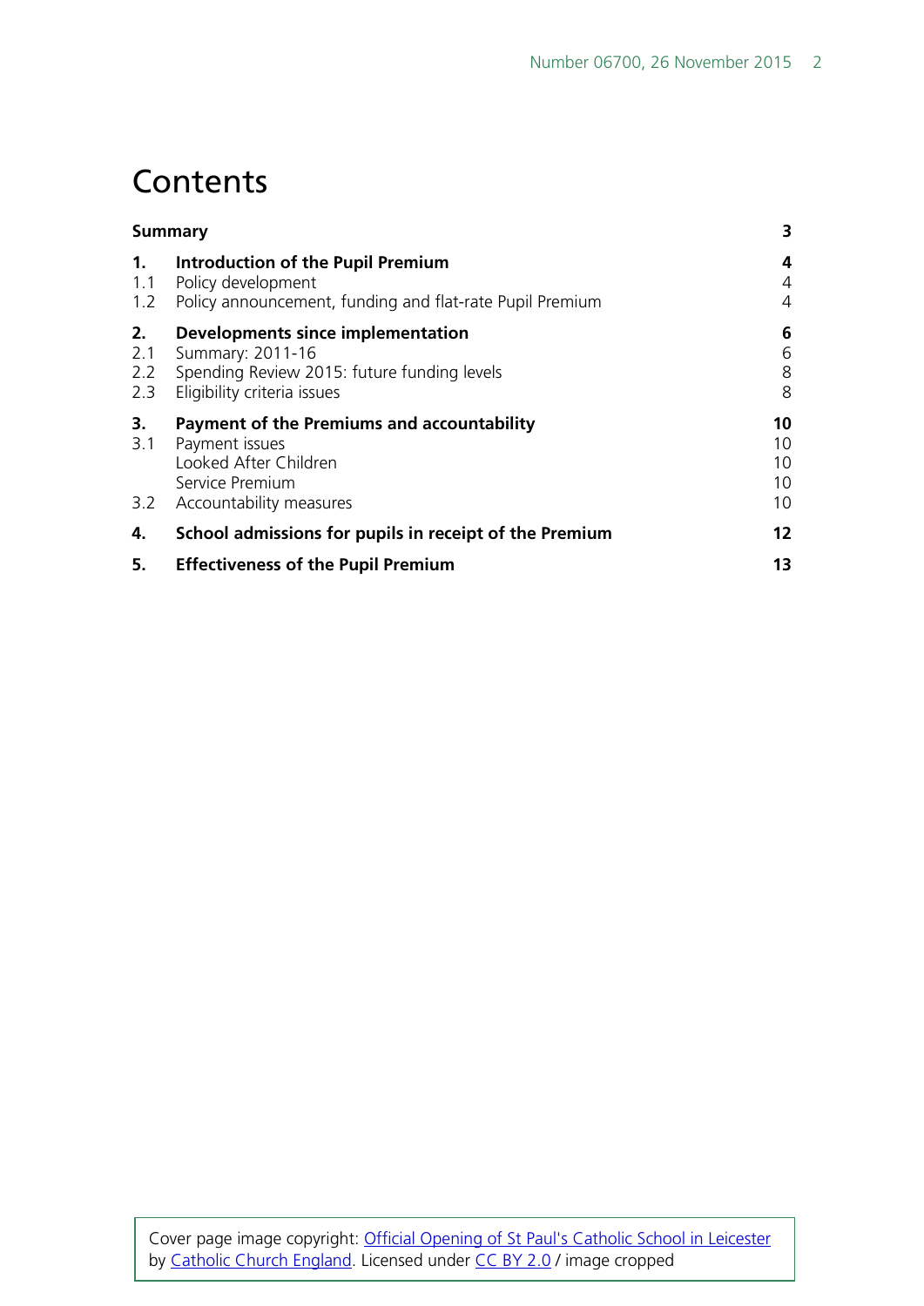# Contents

| | | |
|---|---|---|
| **Summary** | | **3** |
| **1.** | **Introduction of the Pupil Premium** | **4** |
| 1.1 | Policy development | 4 |
| 1.2 | Policy announcement, funding and flat-rate Pupil Premium | 4 |
| **2.** | **Developments since implementation** | **6** |
| 2.1 | Summary: 2011-16 | 6 |
| 2.2 | Spending Review 2015: future funding levels | 8 |
| 2.3 | Eligibility criteria issues | 8 |
| **3.** | **Payment of the Premiums and accountability** | **10** |
| 3.1 | Payment issues | 10 |
| | Looked After Children | 10 |
| | Service Premium | 10 |
| 3.2 | Accountability measures | 10 |
| **4.** | **School admissions for pupils in receipt of the Premium** | **12** |
| **5.** | **Effectiveness of the Pupil Premium** | **13** |

Cover page image copyright: Official Opening of St Paul's Catholic School in Leicester by Catholic Church England. Licensed under CC BY 2.0 / image cropped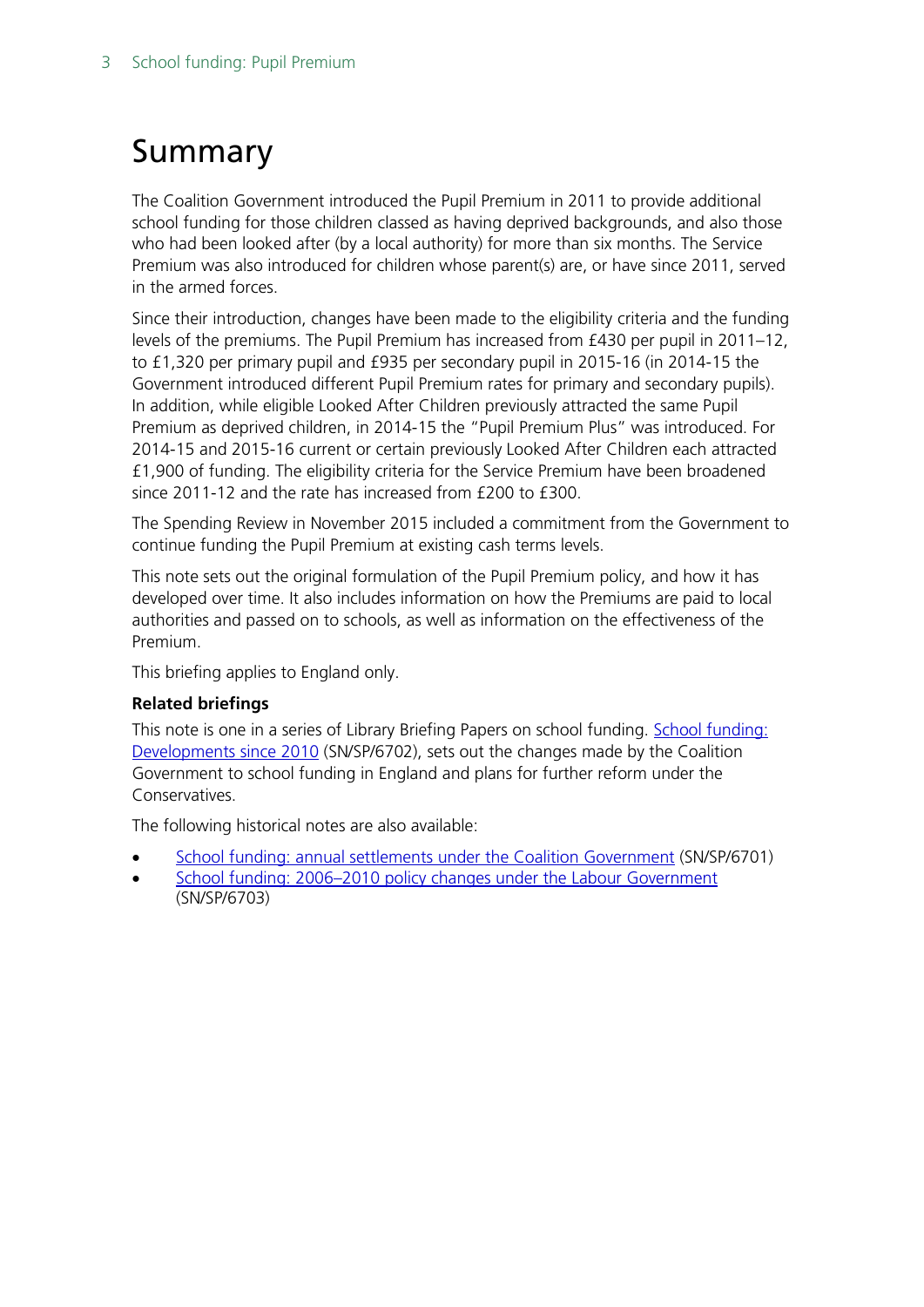# Summary

The Coalition Government introduced the Pupil Premium in 2011 to provide additional school funding for those children classed as having deprived backgrounds, and also those who had been looked after (by a local authority) for more than six months. The Service Premium was also introduced for children whose parent(s) are, or have since 2011, served in the armed forces.

Since their introduction, changes have been made to the eligibility criteria and the funding levels of the premiums. The Pupil Premium has increased from £430 per pupil in 2011–12, to £1,320 per primary pupil and £935 per secondary pupil in 2015-16 (in 2014-15 the Government introduced different Pupil Premium rates for primary and secondary pupils). In addition, while eligible Looked After Children previously attracted the same Pupil Premium as deprived children, in 2014-15 the "Pupil Premium Plus" was introduced. For 2014-15 and 2015-16 current or certain previously Looked After Children each attracted £1,900 of funding. The eligibility criteria for the Service Premium have been broadened since 2011-12 and the rate has increased from £200 to £300.

The Spending Review in November 2015 included a commitment from the Government to continue funding the Pupil Premium at existing cash terms levels.

This note sets out the original formulation of the Pupil Premium policy, and how it has developed over time. It also includes information on how the Premiums are paid to local authorities and passed on to schools, as well as information on the effectiveness of the Premium.

This briefing applies to England only.

**Related briefings**

This note is one in a series of Library Briefing Papers on school funding. School funding: Developments since 2010 (SN/SP/6702), sets out the changes made by the Coalition Government to school funding in England and plans for further reform under the Conservatives.

The following historical notes are also available:

- School funding: annual settlements under the Coalition Government (SN/SP/6701)
- School funding: 2006–2010 policy changes under the Labour Government (SN/SP/6703)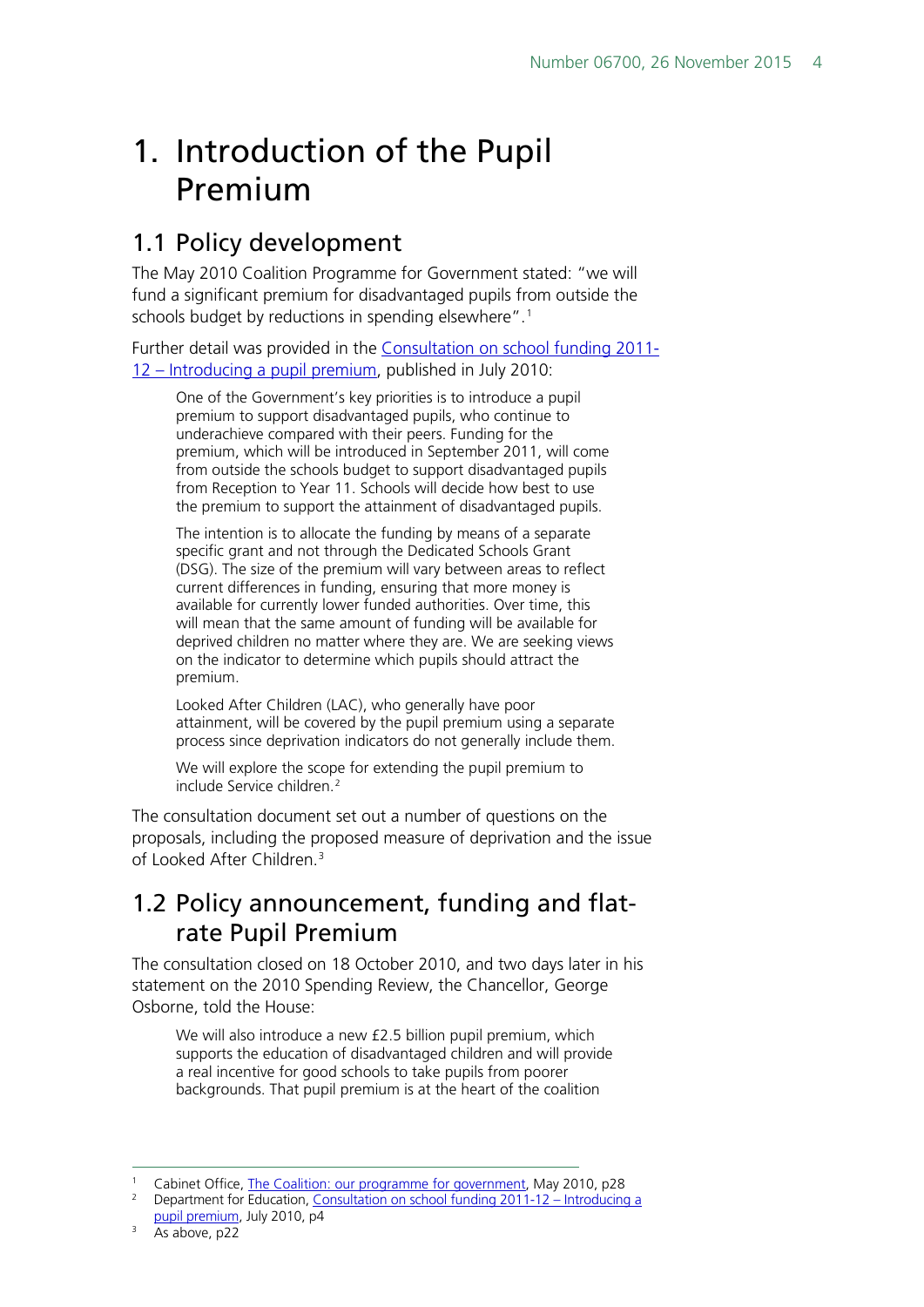# 1. Introduction of the Pupil Premium

## 1.1 Policy development

The May 2010 Coalition Programme for Government stated: "we will fund a significant premium for disadvantaged pupils from outside the schools budget by reductions in spending elsewhere".[1]

Further detail was provided in the Consultation on school funding 2011-12 – Introducing a pupil premium, published in July 2010:

> One of the Government's key priorities is to introduce a pupil premium to support disadvantaged pupils, who continue to underachieve compared with their peers. Funding for the premium, which will be introduced in September 2011, will come from outside the schools budget to support disadvantaged pupils from Reception to Year 11. Schools will decide how best to use the premium to support the attainment of disadvantaged pupils.
>
> The intention is to allocate the funding by means of a separate specific grant and not through the Dedicated Schools Grant (DSG). The size of the premium will vary between areas to reflect current differences in funding, ensuring that more money is available for currently lower funded authorities. Over time, this will mean that the same amount of funding will be available for deprived children no matter where they are. We are seeking views on the indicator to determine which pupils should attract the premium.
>
> Looked After Children (LAC), who generally have poor attainment, will be covered by the pupil premium using a separate process since deprivation indicators do not generally include them.
>
> We will explore the scope for extending the pupil premium to include Service children.[2]

The consultation document set out a number of questions on the proposals, including the proposed measure of deprivation and the issue of Looked After Children.[3]

## 1.2 Policy announcement, funding and flat-rate Pupil Premium

The consultation closed on 18 October 2010, and two days later in his statement on the 2010 Spending Review, the Chancellor, George Osborne, told the House:

> We will also introduce a new £2.5 billion pupil premium, which supports the education of disadvantaged children and will provide a real incentive for good schools to take pupils from poorer backgrounds. That pupil premium is at the heart of the coalition

---

[1] Cabinet Office, The Coalition: our programme for government, May 2010, p28

[2] Department for Education, Consultation on school funding 2011-12 – Introducing a pupil premium, July 2010, p4

[3] As above, p22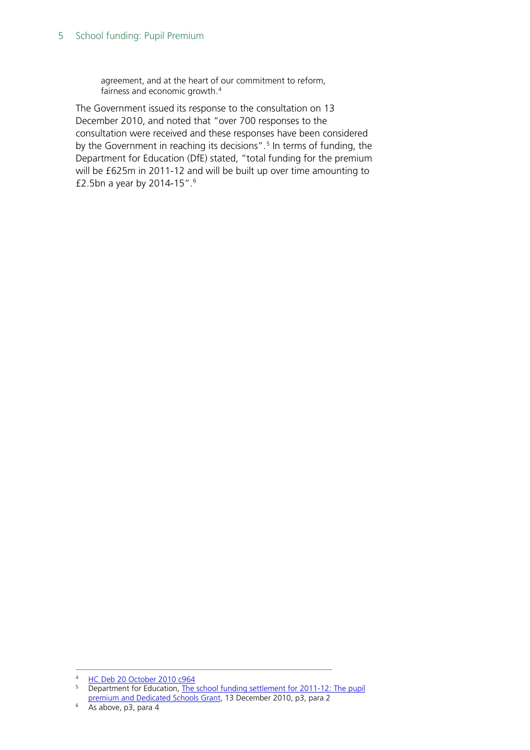> agreement, and at the heart of our commitment to reform, fairness and economic growth.[4]

The Government issued its response to the consultation on 13 December 2010, and noted that "over 700 responses to the consultation were received and these responses have been considered by the Government in reaching its decisions".[5] In terms of funding, the Department for Education (DfE) stated, "total funding for the premium will be £625m in 2011-12 and will be built up over time amounting to £2.5bn a year by 2014-15".[6]

---

[4] HC Deb 20 October 2010 c964

[5] Department for Education, The school funding settlement for 2011-12: The pupil premium and Dedicated Schools Grant, 13 December 2010, p3, para 2

[6] As above, p3, para 4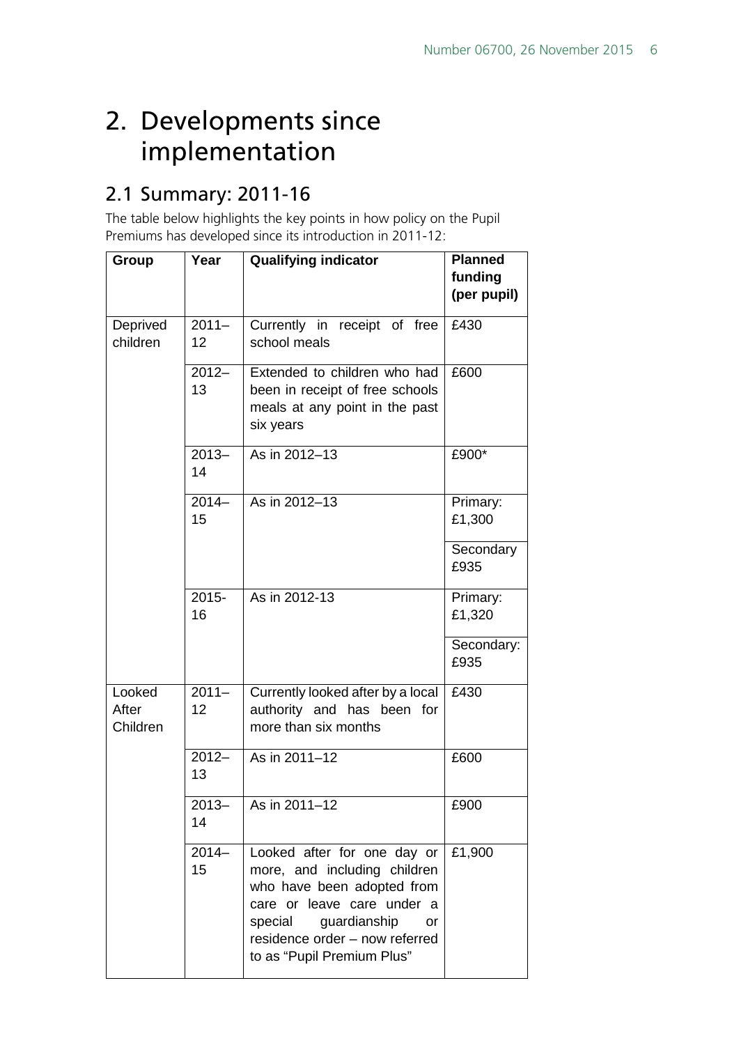# 2. Developments since implementation

## 2.1 Summary: 2011-16

The table below highlights the key points in how policy on the Pupil Premiums has developed since its introduction in 2011-12:

| Group | Year | Qualifying indicator | Planned funding (per pupil) |
|---|---|---|---|
| Deprived children | 2011–12 | Currently in receipt of free school meals | £430 |
| | 2012–13 | Extended to children who had been in receipt of free schools meals at any point in the past six years | £600 |
| | 2013–14 | As in 2012–13 | £900* |
| | 2014–15 | As in 2012–13 | Primary: £1,300 |
| | | | Secondary £935 |
| | 2015-16 | As in 2012-13 | Primary: £1,320 |
| | | | Secondary: £935 |
| Looked After Children | 2011–12 | Currently looked after by a local authority and has been for more than six months | £430 |
| | 2012–13 | As in 2011–12 | £600 |
| | 2013–14 | As in 2011–12 | £900 |
| | 2014–15 | Looked after for one day or more, and including children who have been adopted from care or leave care under a special guardianship or residence order – now referred to as "Pupil Premium Plus" | £1,900 |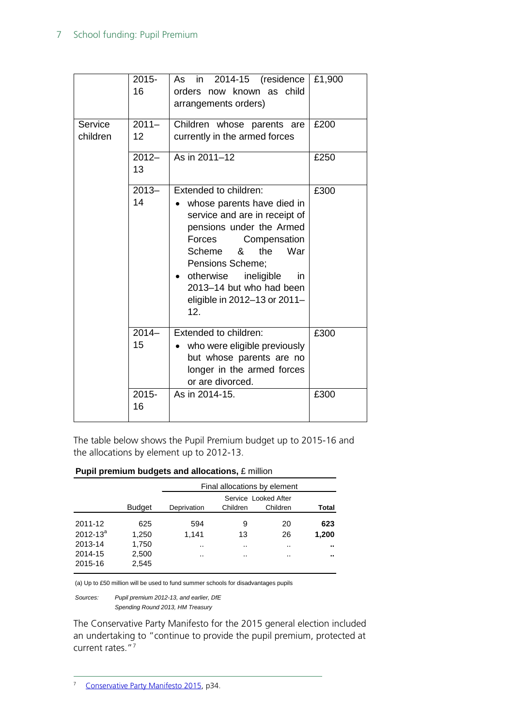| | | | |
|---|---|---|---|
| | 2015-16 | As in 2014-15 (residence orders now known as child arrangements orders) | £1,900 |
| Service children | 2011–12 | Children whose parents are currently in the armed forces | £200 |
| | 2012–13 | As in 2011–12 | £250 |
| | 2013–14 | Extended to children: <br>• whose parents have died in service and are in receipt of pensions under the Armed Forces Compensation Scheme & the War Pensions Scheme; <br>• otherwise ineligible in 2013–14 but who had been eligible in 2012–13 or 2011–12. | £300 |
| | 2014–15 | Extended to children: <br>• who were eligible previously but whose parents are no longer in the armed forces or are divorced. | £300 |
| | 2015-16 | As in 2014-15. | £300 |

The table below shows the Pupil Premium budget up to 2015-16 and the allocations by element up to 2012-13.

**Pupil premium budgets and allocations,** £ million

| | | Final allocations by element | | | |
|---|---|---|---|---|---|
| | Budget | Deprivation | Service Children | Looked After Children | **Total** |
| 2011-12 | 625 | 594 | 9 | 20 | **623** |
| 2012-13[a] | 1,250 | 1,141 | 13 | 26 | **1,200** |
| 2013-14 | 1,750 | .. | .. | .. | **..** |
| 2014-15 | 2,500 | .. | .. | .. | **..** |
| 2015-16 | 2,545 | | | | |

(a) Up to £50 million will be used to fund summer schools for disadvantages pupils

*Sources:* *Pupil premium 2012-13, and earlier, DfE*
*Spending Round 2013, HM Treasury*

The Conservative Party Manifesto for the 2015 general election included an undertaking to "continue to provide the pupil premium, protected at current rates."[7]

[7] Conservative Party Manifesto 2015, p34.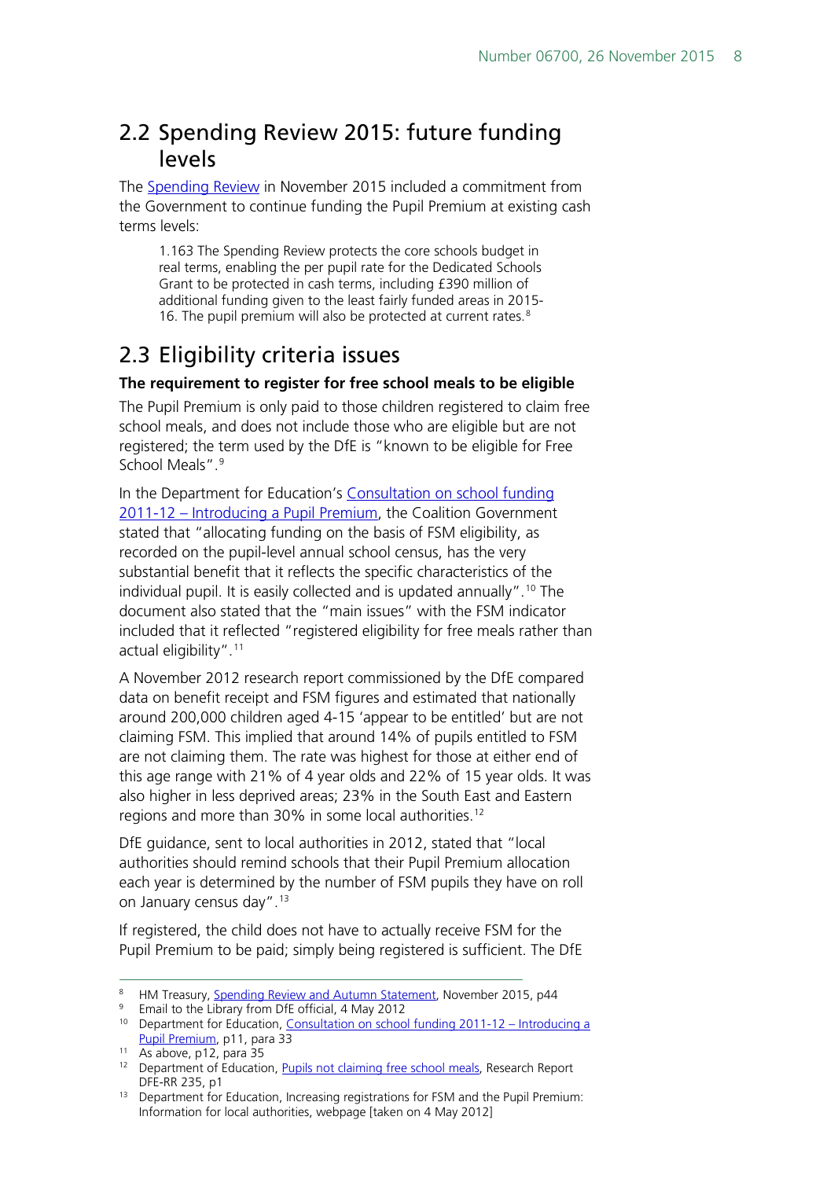## 2.2 Spending Review 2015: future funding levels

The Spending Review in November 2015 included a commitment from the Government to continue funding the Pupil Premium at existing cash terms levels:

> 1.163 The Spending Review protects the core schools budget in real terms, enabling the per pupil rate for the Dedicated Schools Grant to be protected in cash terms, including £390 million of additional funding given to the least fairly funded areas in 2015-16. The pupil premium will also be protected at current rates.[8]

## 2.3 Eligibility criteria issues

**The requirement to register for free school meals to be eligible**

The Pupil Premium is only paid to those children registered to claim free school meals, and does not include those who are eligible but are not registered; the term used by the DfE is "known to be eligible for Free School Meals".[9]

In the Department for Education's Consultation on school funding 2011-12 – Introducing a Pupil Premium, the Coalition Government stated that "allocating funding on the basis of FSM eligibility, as recorded on the pupil-level annual school census, has the very substantial benefit that it reflects the specific characteristics of the individual pupil. It is easily collected and is updated annually".[10] The document also stated that the "main issues" with the FSM indicator included that it reflected "registered eligibility for free meals rather than actual eligibility".[11]

A November 2012 research report commissioned by the DfE compared data on benefit receipt and FSM figures and estimated that nationally around 200,000 children aged 4-15 'appear to be entitled' but are not claiming FSM. This implied that around 14% of pupils entitled to FSM are not claiming them. The rate was highest for those at either end of this age range with 21% of 4 year olds and 22% of 15 year olds. It was also higher in less deprived areas; 23% in the South East and Eastern regions and more than 30% in some local authorities.[12]

DfE guidance, sent to local authorities in 2012, stated that "local authorities should remind schools that their Pupil Premium allocation each year is determined by the number of FSM pupils they have on roll on January census day".[13]

If registered, the child does not have to actually receive FSM for the Pupil Premium to be paid; simply being registered is sufficient. The DfE

---

[8] HM Treasury, Spending Review and Autumn Statement, November 2015, p44

[9] Email to the Library from DfE official, 4 May 2012

[10] Department for Education, Consultation on school funding 2011-12 – Introducing a Pupil Premium, p11, para 33

[11] As above, p12, para 35

[12] Department of Education, Pupils not claiming free school meals, Research Report DFE-RR 235, p1

[13] Department for Education, Increasing registrations for FSM and the Pupil Premium: Information for local authorities, webpage [taken on 4 May 2012]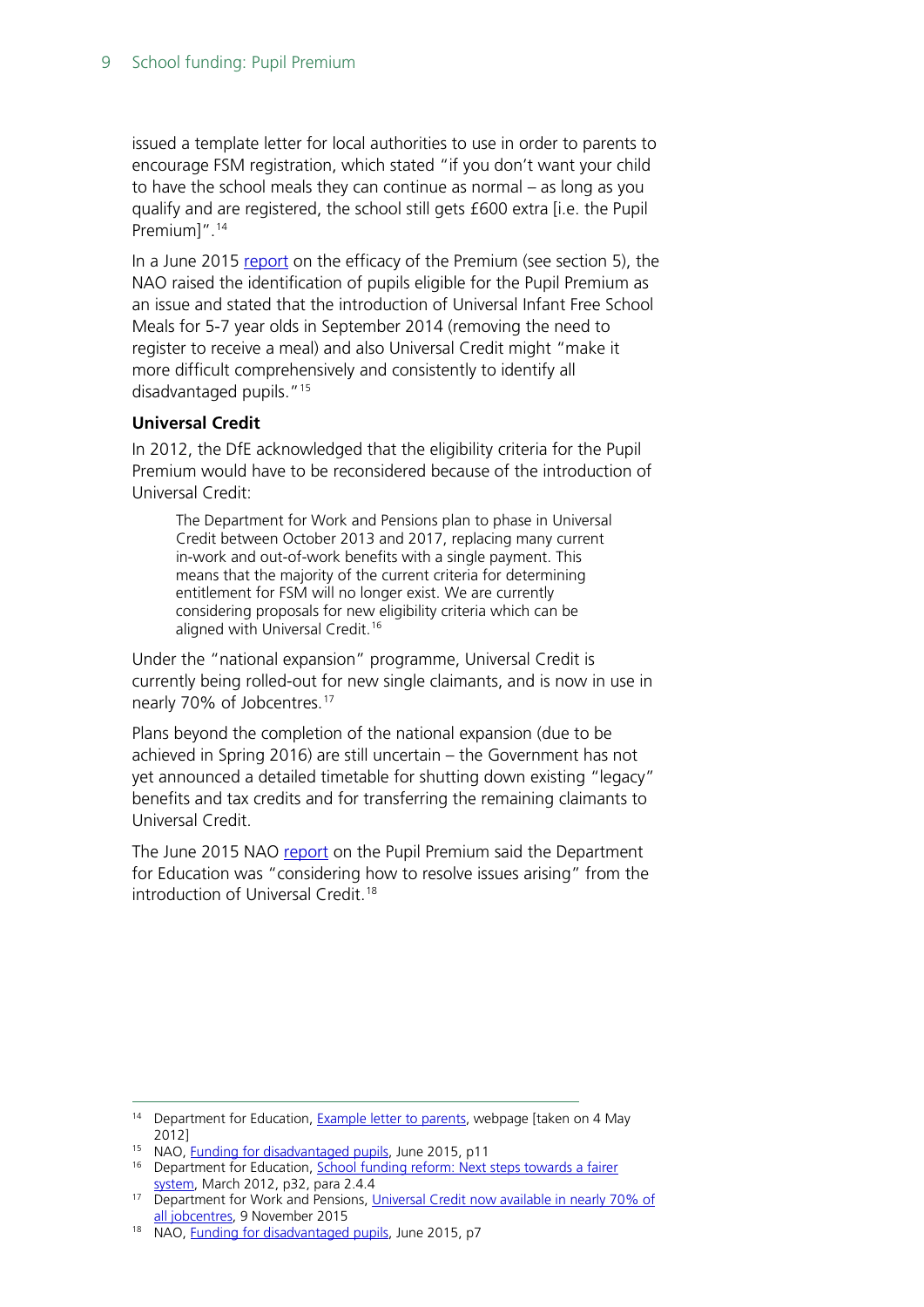issued a template letter for local authorities to use in order to parents to encourage FSM registration, which stated "if you don't want your child to have the school meals they can continue as normal – as long as you qualify and are registered, the school still gets £600 extra [i.e. the Pupil Premium]".[14]

In a June 2015 report on the efficacy of the Premium (see section 5), the NAO raised the identification of pupils eligible for the Pupil Premium as an issue and stated that the introduction of Universal Infant Free School Meals for 5-7 year olds in September 2014 (removing the need to register to receive a meal) and also Universal Credit might "make it more difficult comprehensively and consistently to identify all disadvantaged pupils."[15]

**Universal Credit**

In 2012, the DfE acknowledged that the eligibility criteria for the Pupil Premium would have to be reconsidered because of the introduction of Universal Credit:

> The Department for Work and Pensions plan to phase in Universal Credit between October 2013 and 2017, replacing many current in-work and out-of-work benefits with a single payment. This means that the majority of the current criteria for determining entitlement for FSM will no longer exist. We are currently considering proposals for new eligibility criteria which can be aligned with Universal Credit.[16]

Under the "national expansion" programme, Universal Credit is currently being rolled-out for new single claimants, and is now in use in nearly 70% of Jobcentres.[17]

Plans beyond the completion of the national expansion (due to be achieved in Spring 2016) are still uncertain – the Government has not yet announced a detailed timetable for shutting down existing "legacy" benefits and tax credits and for transferring the remaining claimants to Universal Credit.

The June 2015 NAO report on the Pupil Premium said the Department for Education was "considering how to resolve issues arising" from the introduction of Universal Credit.[18]

---

[14] Department for Education, Example letter to parents, webpage [taken on 4 May 2012]

[15] NAO, Funding for disadvantaged pupils, June 2015, p11

[16] Department for Education, School funding reform: Next steps towards a fairer system, March 2012, p32, para 2.4.4

[17] Department for Work and Pensions, Universal Credit now available in nearly 70% of all jobcentres, 9 November 2015

[18] NAO, Funding for disadvantaged pupils, June 2015, p7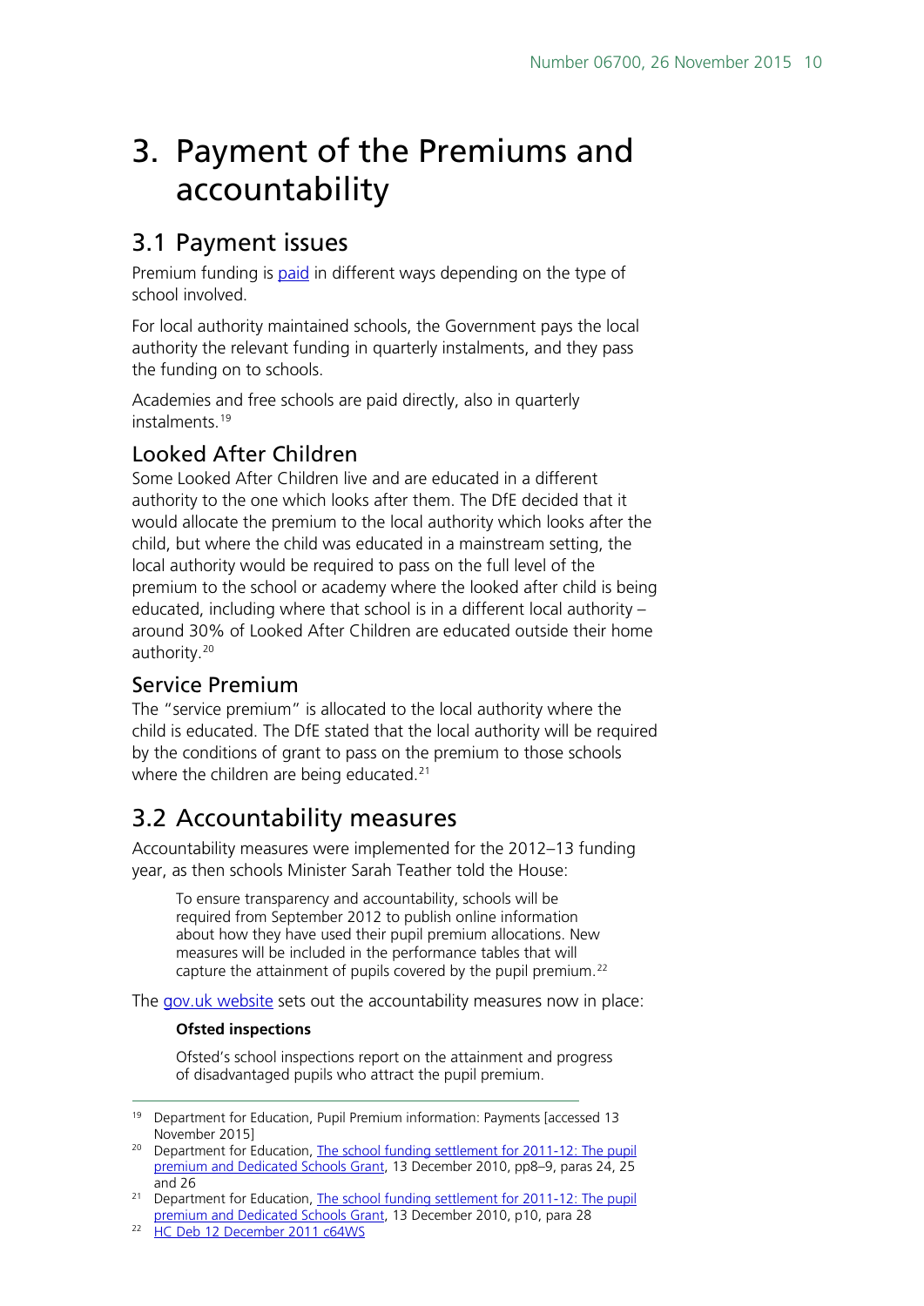# 3. Payment of the Premiums and accountability

## 3.1 Payment issues

Premium funding is paid in different ways depending on the type of school involved.

For local authority maintained schools, the Government pays the local authority the relevant funding in quarterly instalments, and they pass the funding on to schools.

Academies and free schools are paid directly, also in quarterly instalments.[19]

### Looked After Children

Some Looked After Children live and are educated in a different authority to the one which looks after them. The DfE decided that it would allocate the premium to the local authority which looks after the child, but where the child was educated in a mainstream setting, the local authority would be required to pass on the full level of the premium to the school or academy where the looked after child is being educated, including where that school is in a different local authority – around 30% of Looked After Children are educated outside their home authority.[20]

### Service Premium

The "service premium" is allocated to the local authority where the child is educated. The DfE stated that the local authority will be required by the conditions of grant to pass on the premium to those schools where the children are being educated.[21]

## 3.2 Accountability measures

Accountability measures were implemented for the 2012–13 funding year, as then schools Minister Sarah Teather told the House:

> To ensure transparency and accountability, schools will be required from September 2012 to publish online information about how they have used their pupil premium allocations. New measures will be included in the performance tables that will capture the attainment of pupils covered by the pupil premium.[22]

The gov.uk website sets out the accountability measures now in place:

> **Ofsted inspections**
>
> Ofsted's school inspections report on the attainment and progress of disadvantaged pupils who attract the pupil premium.

---

[19] Department for Education, Pupil Premium information: Payments [accessed 13 November 2015]

[20] Department for Education, The school funding settlement for 2011-12: The pupil premium and Dedicated Schools Grant, 13 December 2010, pp8–9, paras 24, 25 and 26

[21] Department for Education, The school funding settlement for 2011-12: The pupil premium and Dedicated Schools Grant, 13 December 2010, p10, para 28

[22] HC Deb 12 December 2011 c64WS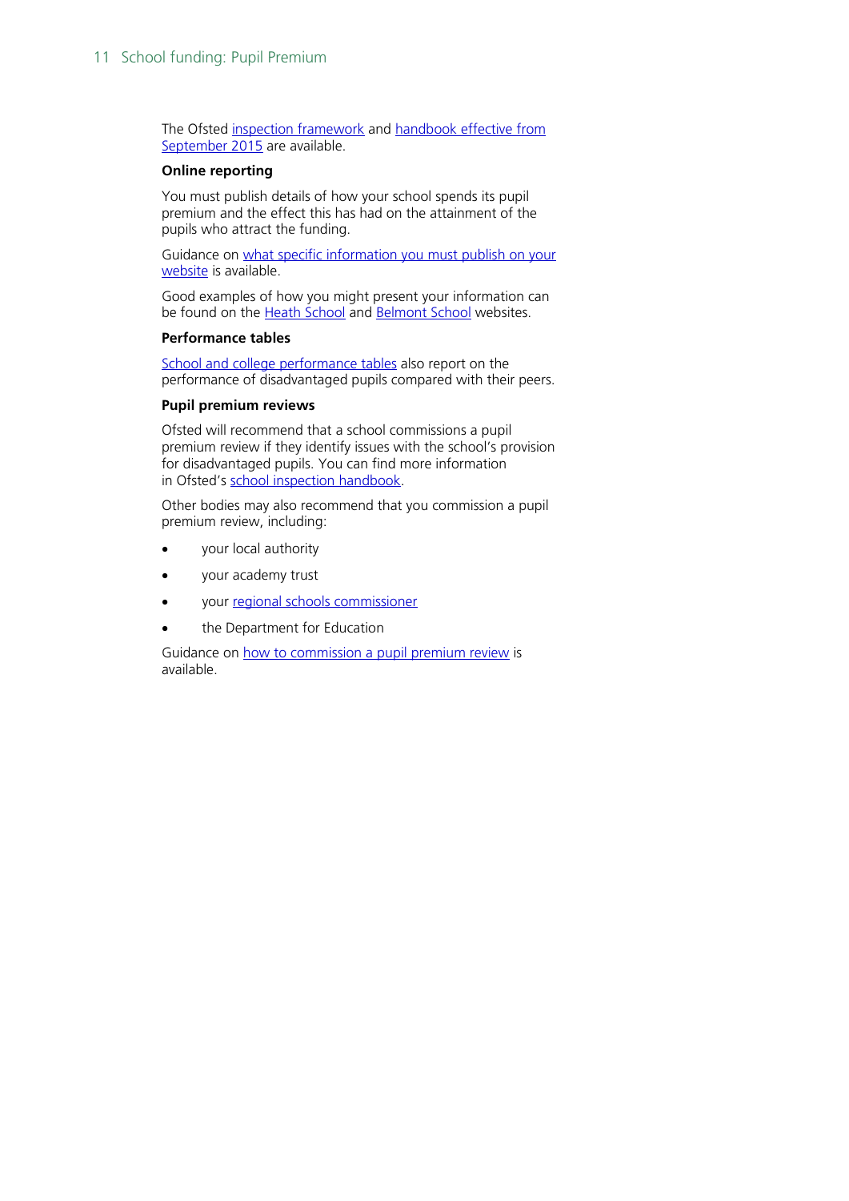The Ofsted inspection framework and handbook effective from September 2015 are available.

**Online reporting**

You must publish details of how your school spends its pupil premium and the effect this has had on the attainment of the pupils who attract the funding.

Guidance on what specific information you must publish on your website is available.

Good examples of how you might present your information can be found on the Heath School and Belmont School websites.

**Performance tables**

School and college performance tables also report on the performance of disadvantaged pupils compared with their peers.

**Pupil premium reviews**

Ofsted will recommend that a school commissions a pupil premium review if they identify issues with the school's provision for disadvantaged pupils. You can find more information in Ofsted's school inspection handbook.

Other bodies may also recommend that you commission a pupil premium review, including:

- your local authority
- your academy trust
- your regional schools commissioner
- the Department for Education

Guidance on how to commission a pupil premium review is available.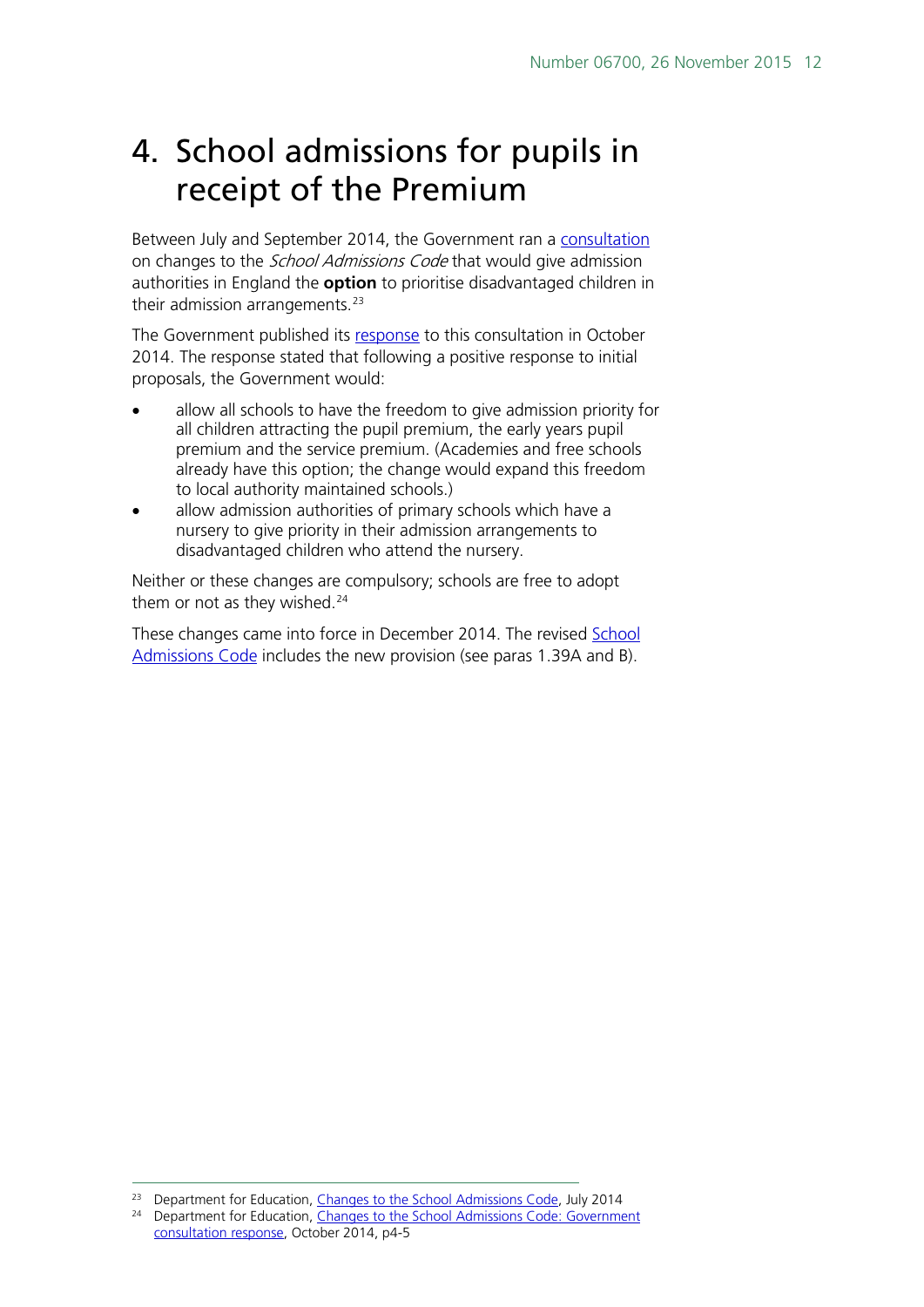# 4. School admissions for pupils in receipt of the Premium

Between July and September 2014, the Government ran a consultation on changes to the *School Admissions Code* that would give admission authorities in England the **option** to prioritise disadvantaged children in their admission arrangements.[23]

The Government published its response to this consultation in October 2014. The response stated that following a positive response to initial proposals, the Government would:

- allow all schools to have the freedom to give admission priority for all children attracting the pupil premium, the early years pupil premium and the service premium. (Academies and free schools already have this option; the change would expand this freedom to local authority maintained schools.)
- allow admission authorities of primary schools which have a nursery to give priority in their admission arrangements to disadvantaged children who attend the nursery.

Neither or these changes are compulsory; schools are free to adopt them or not as they wished.[24]

These changes came into force in December 2014. The revised School Admissions Code includes the new provision (see paras 1.39A and B).

---

[23] Department for Education, Changes to the School Admissions Code, July 2014

[24] Department for Education, Changes to the School Admissions Code: Government consultation response, October 2014, p4-5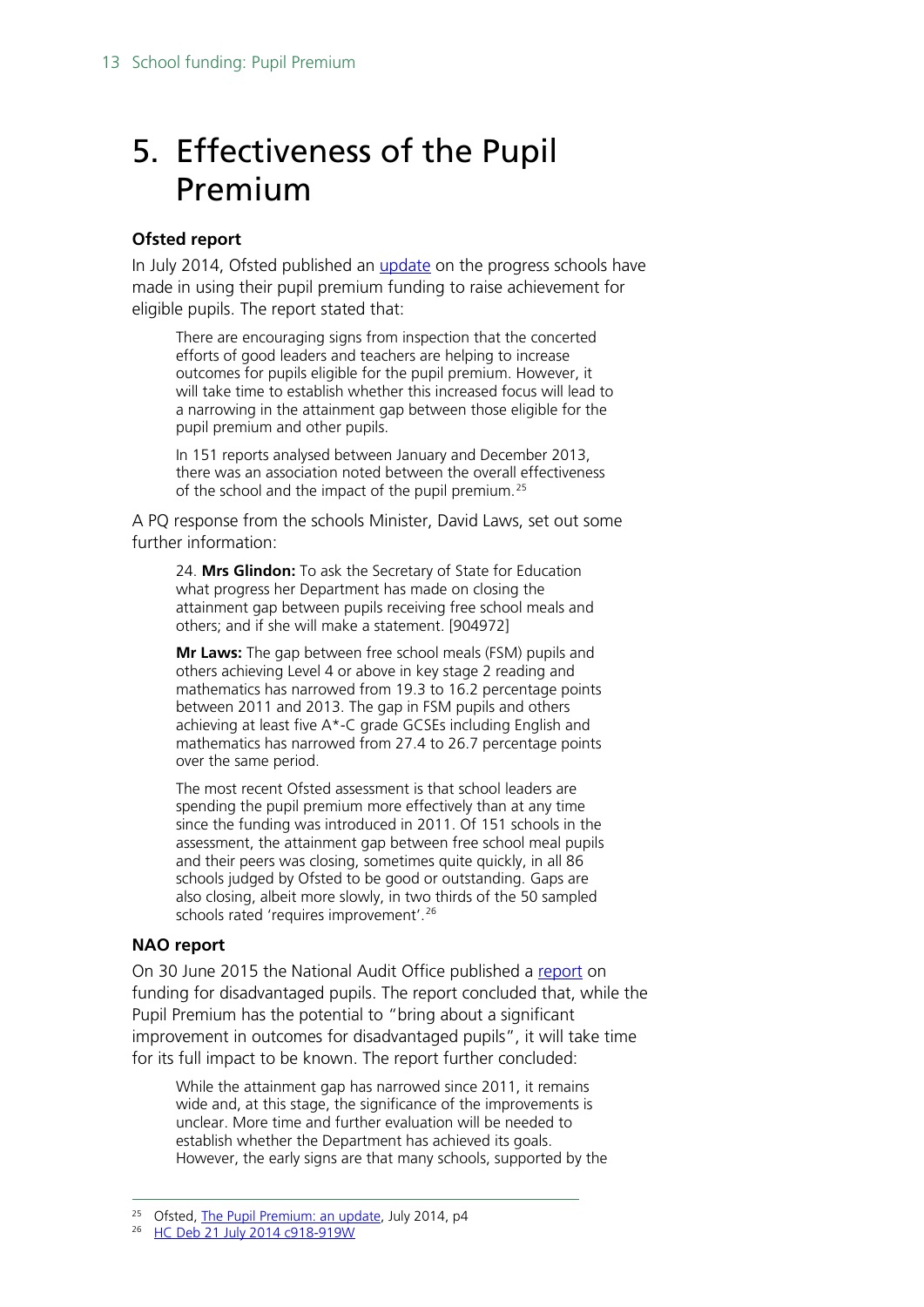// Main heading
# 5. Effectiveness of the Pupil Premium

### Ofsted report

In July 2014, Ofsted published an update on the progress schools have made in using their pupil premium funding to raise achievement for eligible pupils. The report stated that:

> There are encouraging signs from inspection that the concerted efforts of good leaders and teachers are helping to increase outcomes for pupils eligible for the pupil premium. However, it will take time to establish whether this increased focus will lead to a narrowing in the attainment gap between those eligible for the pupil premium and other pupils.
>
> In 151 reports analysed between January and December 2013, there was an association noted between the overall effectiveness of the school and the impact of the pupil premium.[25]

A PQ response from the schools Minister, David Laws, set out some further information:

> 24. **Mrs Glindon:** To ask the Secretary of State for Education what progress her Department has made on closing the attainment gap between pupils receiving free school meals and others; and if she will make a statement. [904972]
>
> **Mr Laws:** The gap between free school meals (FSM) pupils and others achieving Level 4 or above in key stage 2 reading and mathematics has narrowed from 19.3 to 16.2 percentage points between 2011 and 2013. The gap in FSM pupils and others achieving at least five A*-C grade GCSEs including English and mathematics has narrowed from 27.4 to 26.7 percentage points over the same period.
>
> The most recent Ofsted assessment is that school leaders are spending the pupil premium more effectively than at any time since the funding was introduced in 2011. Of 151 schools in the assessment, the attainment gap between free school meal pupils and their peers was closing, sometimes quite quickly, in all 86 schools judged by Ofsted to be good or outstanding. Gaps are also closing, albeit more slowly, in two thirds of the 50 sampled schools rated 'requires improvement'.[26]

### NAO report

On 30 June 2015 the National Audit Office published a report on funding for disadvantaged pupils. The report concluded that, while the Pupil Premium has the potential to "bring about a significant improvement in outcomes for disadvantaged pupils", it will take time for its full impact to be known. The report further concluded:

> While the attainment gap has narrowed since 2011, it remains wide and, at this stage, the significance of the improvements is unclear. More time and further evaluation will be needed to establish whether the Department has achieved its goals. However, the early signs are that many schools, supported by the

---

[25] Ofsted, The Pupil Premium: an update, July 2014, p4

[26] HC Deb 21 July 2014 c918-919W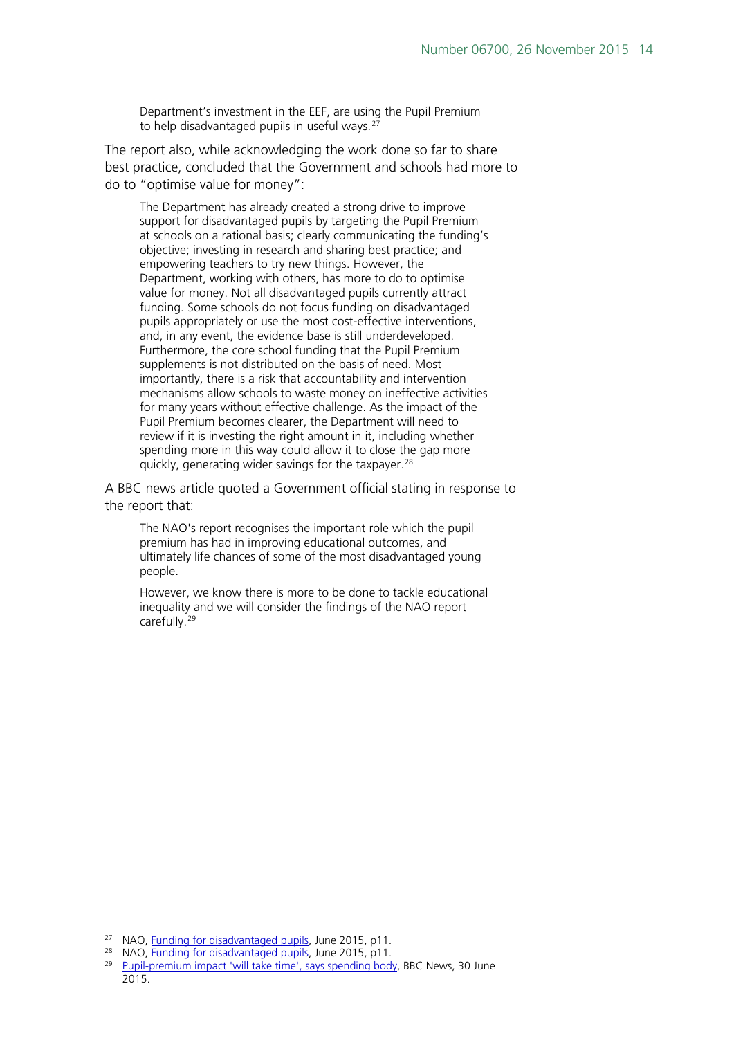> Department's investment in the EEF, are using the Pupil Premium to help disadvantaged pupils in useful ways.[27]

The report also, while acknowledging the work done so far to share best practice, concluded that the Government and schools had more to do to "optimise value for money":

> The Department has already created a strong drive to improve support for disadvantaged pupils by targeting the Pupil Premium at schools on a rational basis; clearly communicating the funding's objective; investing in research and sharing best practice; and empowering teachers to try new things. However, the Department, working with others, has more to do to optimise value for money. Not all disadvantaged pupils currently attract funding. Some schools do not focus funding on disadvantaged pupils appropriately or use the most cost-effective interventions, and, in any event, the evidence base is still underdeveloped. Furthermore, the core school funding that the Pupil Premium supplements is not distributed on the basis of need. Most importantly, there is a risk that accountability and intervention mechanisms allow schools to waste money on ineffective activities for many years without effective challenge. As the impact of the Pupil Premium becomes clearer, the Department will need to review if it is investing the right amount in it, including whether spending more in this way could allow it to close the gap more quickly, generating wider savings for the taxpayer.[28]

A BBC news article quoted a Government official stating in response to the report that:

> The NAO's report recognises the important role which the pupil premium has had in improving educational outcomes, and ultimately life chances of some of the most disadvantaged young people.
>
> However, we know there is more to be done to tackle educational inequality and we will consider the findings of the NAO report carefully.[29]

---

[27] NAO, Funding for disadvantaged pupils, June 2015, p11.

[28] NAO, Funding for disadvantaged pupils, June 2015, p11.

[29] Pupil-premium impact 'will take time', says spending body, BBC News, 30 June 2015.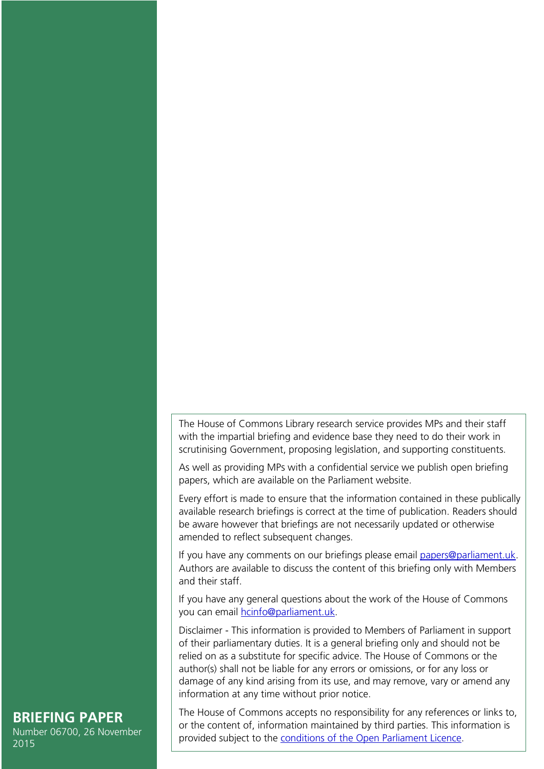The House of Commons Library research service provides MPs and their staff with the impartial briefing and evidence base they need to do their work in scrutinising Government, proposing legislation, and supporting constituents.

As well as providing MPs with a confidential service we publish open briefing papers, which are available on the Parliament website.

Every effort is made to ensure that the information contained in these publically available research briefings is correct at the time of publication. Readers should be aware however that briefings are not necessarily updated or otherwise amended to reflect subsequent changes.

If you have any comments on our briefings please email papers@parliament.uk. Authors are available to discuss the content of this briefing only with Members and their staff.

If you have any general questions about the work of the House of Commons you can email hcinfo@parliament.uk.

Disclaimer - This information is provided to Members of Parliament in support of their parliamentary duties. It is a general briefing only and should not be relied on as a substitute for specific advice. The House of Commons or the author(s) shall not be liable for any errors or omissions, or for any loss or damage of any kind arising from its use, and may remove, vary or amend any information at any time without prior notice.

The House of Commons accepts no responsibility for any references or links to, or the content of, information maintained by third parties. This information is provided subject to the conditions of the Open Parliament Licence.

**BRIEFING PAPER**

Number 06700, 26 November 2015